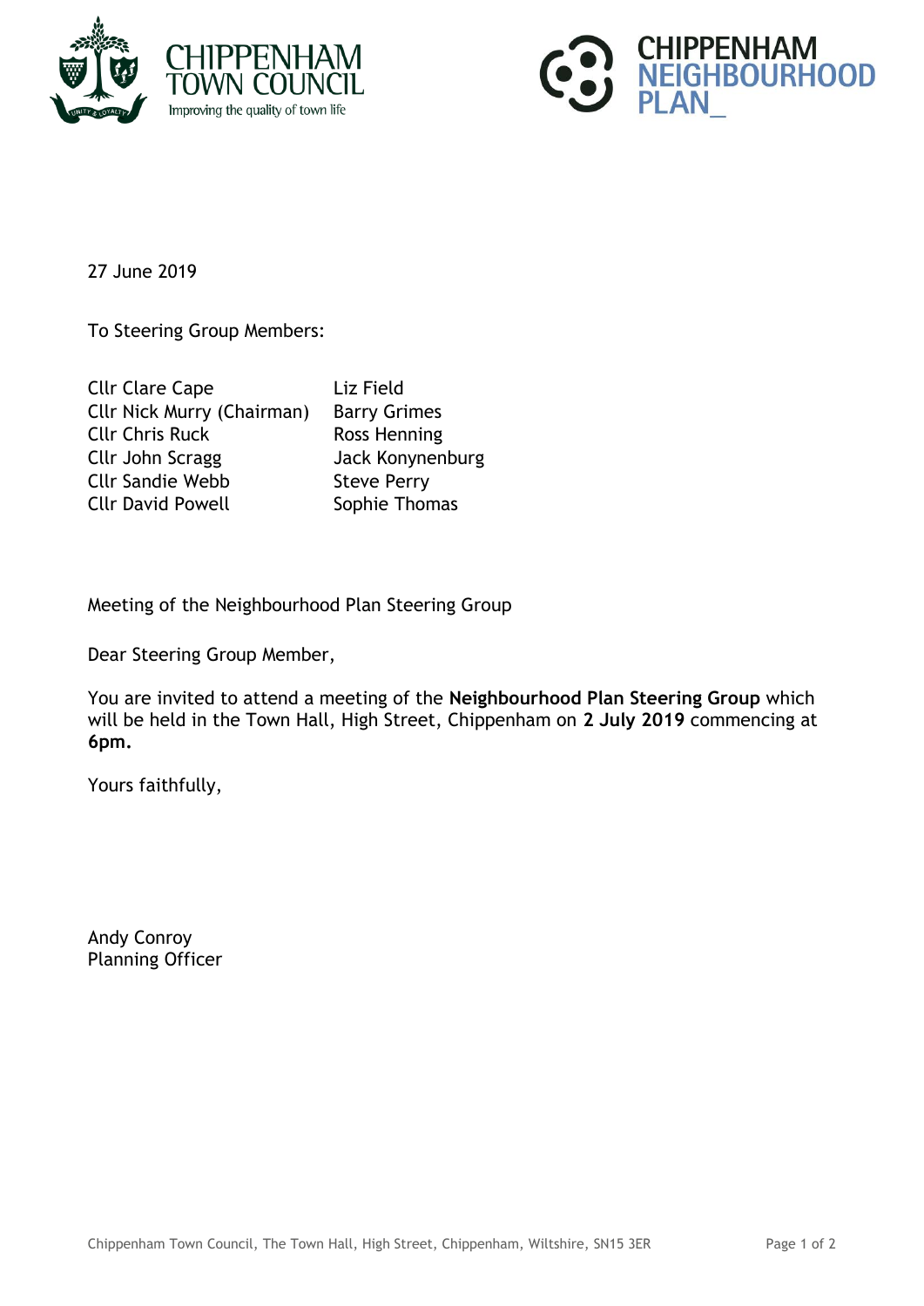27 June 2019

To Steering Group Members:

| | |
|---|---|
| Cllr Clare Cape | Liz Field |
| Cllr Nick Murry (Chairman) | Barry Grimes |
| Cllr Chris Ruck | Ross Henning |
| Cllr John Scragg | Jack Konynenburg |
| Cllr Sandie Webb | Steve Perry |
| Cllr David Powell | Sophie Thomas |

Meeting of the Neighbourhood Plan Steering Group

Dear Steering Group Member,

You are invited to attend a meeting of the **Neighbourhood Plan Steering Group** which will be held in the Town Hall, High Street, Chippenham on **2 July 2019** commencing at **6pm.**

Yours faithfully,

Andy Conroy
Planning Officer

Chippenham Town Council, The Town Hall, High Street, Chippenham, Wiltshire, SN15 3ER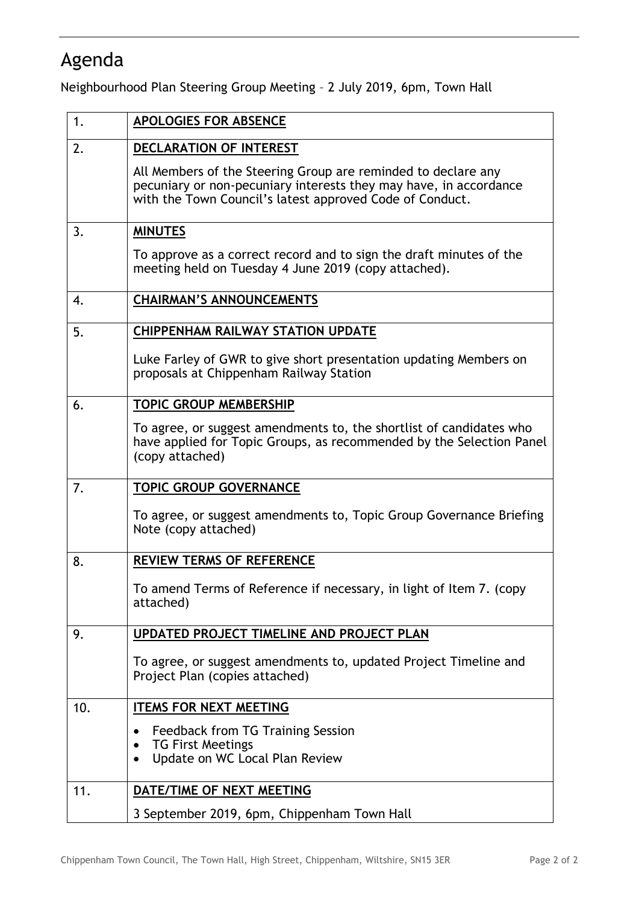# Agenda

Neighbourhood Plan Steering Group Meeting – 2 July 2019, 6pm, Town Hall

| | |
|---|---|
| 1. | **APOLOGIES FOR ABSENCE** |
| 2. | **DECLARATION OF INTEREST**<br><br>All Members of the Steering Group are reminded to declare any pecuniary or non-pecuniary interests they may have, in accordance with the Town Council's latest approved Code of Conduct. |
| 3. | **MINUTES**<br><br>To approve as a correct record and to sign the draft minutes of the meeting held on Tuesday 4 June 2019 (copy attached). |
| 4. | **CHAIRMAN'S ANNOUNCEMENTS** |
| 5. | **CHIPPENHAM RAILWAY STATION UPDATE**<br><br>Luke Farley of GWR to give short presentation updating Members on proposals at Chippenham Railway Station |
| 6. | **TOPIC GROUP MEMBERSHIP**<br><br>To agree, or suggest amendments to, the shortlist of candidates who have applied for Topic Groups, as recommended by the Selection Panel (copy attached) |
| 7. | **TOPIC GROUP GOVERNANCE**<br><br>To agree, or suggest amendments to, Topic Group Governance Briefing Note (copy attached) |
| 8. | **REVIEW TERMS OF REFERENCE**<br><br>To amend Terms of Reference if necessary, in light of Item 7. (copy attached) |
| 9. | **UPDATED PROJECT TIMELINE AND PROJECT PLAN**<br><br>To agree, or suggest amendments to, updated Project Timeline and Project Plan (copies attached) |
| 10. | **ITEMS FOR NEXT MEETING**<br><br>• Feedback from TG Training Session<br>• TG First Meetings<br>• Update on WC Local Plan Review |
| 11. | **DATE/TIME OF NEXT MEETING**<br><br>3 September 2019, 6pm, Chippenham Town Hall |

Chippenham Town Council, The Town Hall, High Street, Chippenham, Wiltshire, SN15 3ER